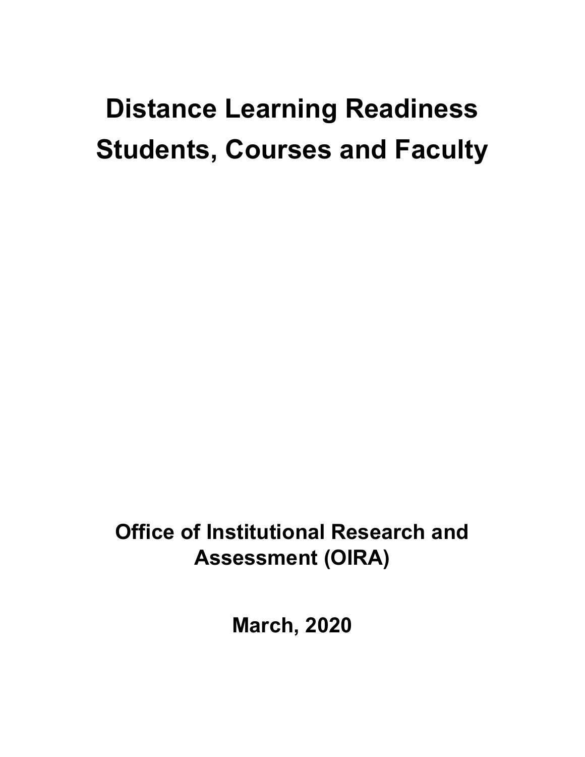# Distance Learning Readiness
# Students, Courses and Faculty

**Office of Institutional Research and Assessment (OIRA)**

**March, 2020**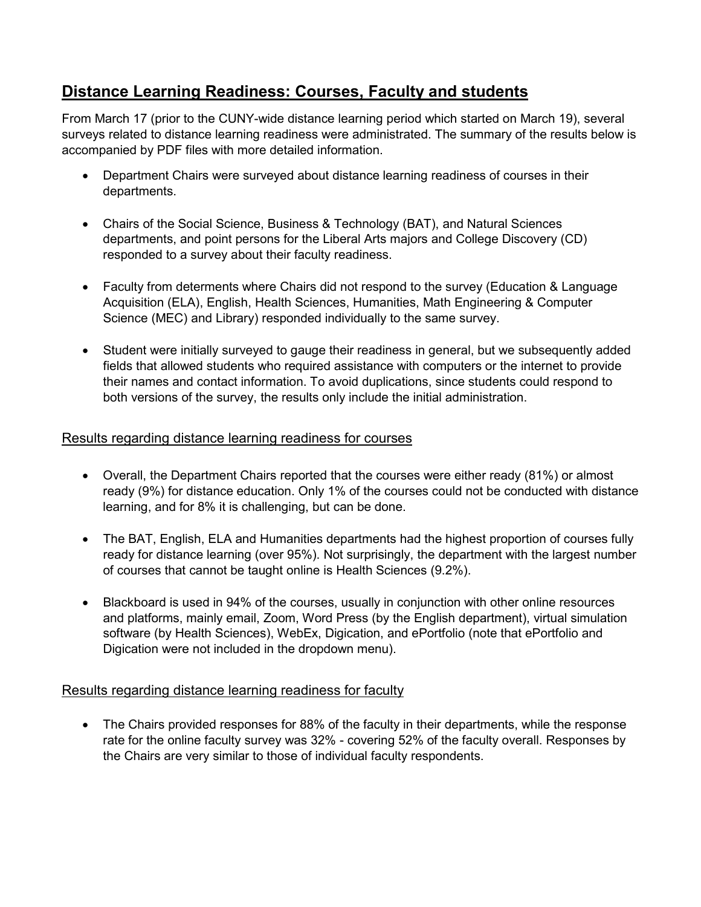## Distance Learning Readiness: Courses, Faculty and students

From March 17 (prior to the CUNY-wide distance learning period which started on March 19), several surveys related to distance learning readiness were administrated. The summary of the results below is accompanied by PDF files with more detailed information.

- Department Chairs were surveyed about distance learning readiness of courses in their departments.
- Chairs of the Social Science, Business & Technology (BAT), and Natural Sciences departments, and point persons for the Liberal Arts majors and College Discovery (CD) responded to a survey about their faculty readiness.
- Faculty from determents where Chairs did not respond to the survey (Education & Language Acquisition (ELA), English, Health Sciences, Humanities, Math Engineering & Computer Science (MEC) and Library) responded individually to the same survey.
- Student were initially surveyed to gauge their readiness in general, but we subsequently added fields that allowed students who required assistance with computers or the internet to provide their names and contact information. To avoid duplications, since students could respond to both versions of the survey, the results only include the initial administration.

### Results regarding distance learning readiness for courses

- Overall, the Department Chairs reported that the courses were either ready (81%) or almost ready (9%) for distance education. Only 1% of the courses could not be conducted with distance learning, and for 8% it is challenging, but can be done.
- The BAT, English, ELA and Humanities departments had the highest proportion of courses fully ready for distance learning (over 95%). Not surprisingly, the department with the largest number of courses that cannot be taught online is Health Sciences (9.2%).
- Blackboard is used in 94% of the courses, usually in conjunction with other online resources and platforms, mainly email, Zoom, Word Press (by the English department), virtual simulation software (by Health Sciences), WebEx, Digication, and ePortfolio (note that ePortfolio and Digication were not included in the dropdown menu).

### Results regarding distance learning readiness for faculty

- The Chairs provided responses for 88% of the faculty in their departments, while the response rate for the online faculty survey was 32% - covering 52% of the faculty overall. Responses by the Chairs are very similar to those of individual faculty respondents.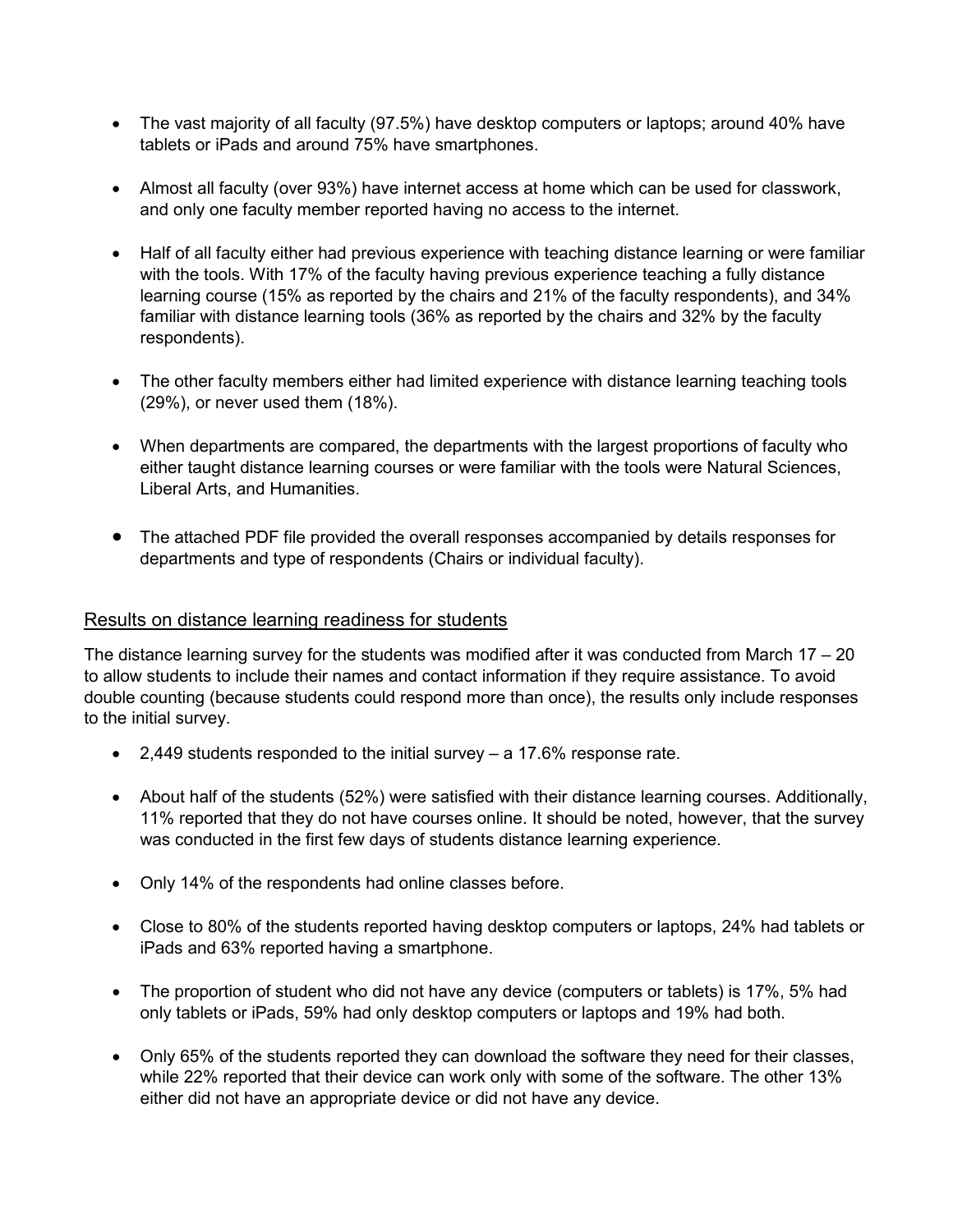- The vast majority of all faculty (97.5%) have desktop computers or laptops; around 40% have tablets or iPads and around 75% have smartphones.

- Almost all faculty (over 93%) have internet access at home which can be used for classwork, and only one faculty member reported having no access to the internet.

- Half of all faculty either had previous experience with teaching distance learning or were familiar with the tools. With 17% of the faculty having previous experience teaching a fully distance learning course (15% as reported by the chairs and 21% of the faculty respondents), and 34% familiar with distance learning tools (36% as reported by the chairs and 32% by the faculty respondents).

- The other faculty members either had limited experience with distance learning teaching tools (29%), or never used them (18%).

- When departments are compared, the departments with the largest proportions of faculty who either taught distance learning courses or were familiar with the tools were Natural Sciences, Liberal Arts, and Humanities.

- The attached PDF file provided the overall responses accompanied by details responses for departments and type of respondents (Chairs or individual faculty).

## Results on distance learning readiness for students

The distance learning survey for the students was modified after it was conducted from March 17 – 20 to allow students to include their names and contact information if they require assistance. To avoid double counting (because students could respond more than once), the results only include responses to the initial survey.

- 2,449 students responded to the initial survey – a 17.6% response rate.

- About half of the students (52%) were satisfied with their distance learning courses. Additionally, 11% reported that they do not have courses online. It should be noted, however, that the survey was conducted in the first few days of students distance learning experience.

- Only 14% of the respondents had online classes before.

- Close to 80% of the students reported having desktop computers or laptops, 24% had tablets or iPads and 63% reported having a smartphone.

- The proportion of student who did not have any device (computers or tablets) is 17%, 5% had only tablets or iPads, 59% had only desktop computers or laptops and 19% had both.

- Only 65% of the students reported they can download the software they need for their classes, while 22% reported that their device can work only with some of the software. The other 13% either did not have an appropriate device or did not have any device.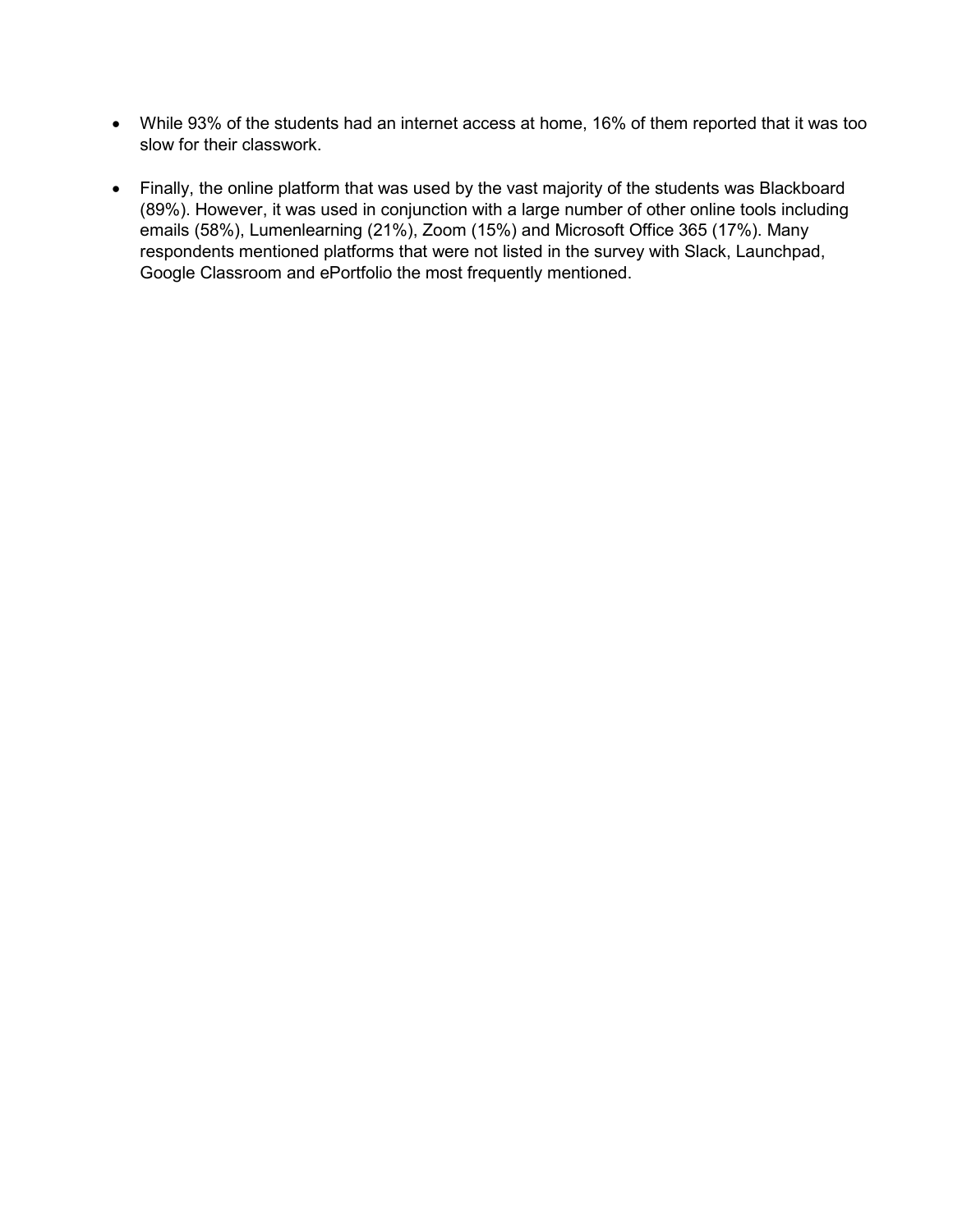- While 93% of the students had an internet access at home, 16% of them reported that it was too slow for their classwork.

- Finally, the online platform that was used by the vast majority of the students was Blackboard (89%). However, it was used in conjunction with a large number of other online tools including emails (58%), Lumenlearning (21%), Zoom (15%) and Microsoft Office 365 (17%). Many respondents mentioned platforms that were not listed in the survey with Slack, Launchpad, Google Classroom and ePortfolio the most frequently mentioned.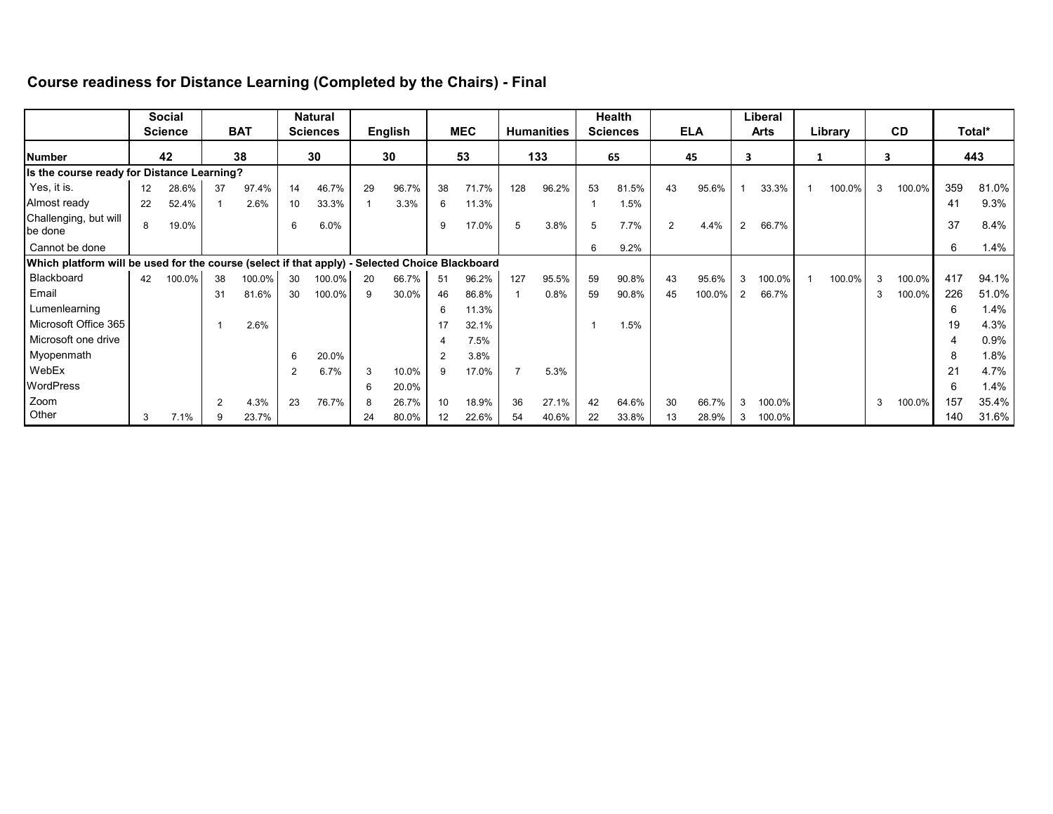## Course readiness for Distance Learning (Completed by the Chairs) - Final

| | Social Science | | BAT | | Natural Sciences | | English | | MEC | | Humanities | | Health Sciences | | ELA | | Liberal Arts | | Library | | CD | | Total* | |
|---|---|---|---|---|---|---|---|---|---|---|---|---|---|---|---|---|---|---|---|---|---|---|---|---|
| **Number** | 42 | | 38 | | 30 | | 30 | | 53 | | 133 | | 65 | | 45 | | 3 | | 1 | | 3 | | 443 | |
| **Is the course ready for Distance Learning?** | | | | | | | | | | | | | | | | | | | | | | | | |
| Yes, it is. | 12 | 28.6% | 37 | 97.4% | 14 | 46.7% | 29 | 96.7% | 38 | 71.7% | 128 | 96.2% | 53 | 81.5% | 43 | 95.6% | 1 | 33.3% | 1 | 100.0% | 3 | 100.0% | 359 | 81.0% |
| Almost ready | 22 | 52.4% | 1 | 2.6% | 10 | 33.3% | 1 | 3.3% | 6 | 11.3% | | | 1 | 1.5% | | | | | | | | | 41 | 9.3% |
| Challenging, but will be done | 8 | 19.0% | | | 6 | 6.0% | | | 9 | 17.0% | 5 | 3.8% | 5 | 7.7% | 2 | 4.4% | 2 | 66.7% | | | | | 37 | 8.4% |
| Cannot be done | | | | | | | | | | | | | 6 | 9.2% | | | | | | | | | 6 | 1.4% |
| **Which platform will be used for the course (select if that apply) - Selected Choice Blackboard** | | | | | | | | | | | | | | | | | | | | | | | | |
| Blackboard | 42 | 100.0% | 38 | 100.0% | 30 | 100.0% | 20 | 66.7% | 51 | 96.2% | 127 | 95.5% | 59 | 90.8% | 43 | 95.6% | 3 | 100.0% | 1 | 100.0% | 3 | 100.0% | 417 | 94.1% |
| Email | | | 31 | 81.6% | 30 | 100.0% | 9 | 30.0% | 46 | 86.8% | 1 | 0.8% | 59 | 90.8% | 45 | 100.0% | 2 | 66.7% | | | 3 | 100.0% | 226 | 51.0% |
| Lumenlearning | | | | | | | | | 6 | 11.3% | | | | | | | | | | | | | 6 | 1.4% |
| Microsoft Office 365 | | | 1 | 2.6% | | | | | 17 | 32.1% | | | 1 | 1.5% | | | | | | | | | 19 | 4.3% |
| Microsoft one drive | | | | | | | | | 4 | 7.5% | | | | | | | | | | | | | 4 | 0.9% |
| Myopenmath | | | | | 6 | 20.0% | | | 2 | 3.8% | | | | | | | | | | | | | 8 | 1.8% |
| WebEx | | | | | 2 | 6.7% | 3 | 10.0% | 9 | 17.0% | 7 | 5.3% | | | | | | | | | | | 21 | 4.7% |
| WordPress | | | | | | | 6 | 20.0% | | | | | | | | | | | | | | | 6 | 1.4% |
| Zoom | | | 2 | 4.3% | 23 | 76.7% | 8 | 26.7% | 10 | 18.9% | 36 | 27.1% | 42 | 64.6% | 30 | 66.7% | 3 | 100.0% | | | 3 | 100.0% | 157 | 35.4% |
| Other | 3 | 7.1% | 9 | 23.7% | | | 24 | 80.0% | 12 | 22.6% | 54 | 40.6% | 22 | 33.8% | 13 | 28.9% | 3 | 100.0% | | | | | 140 | 31.6% |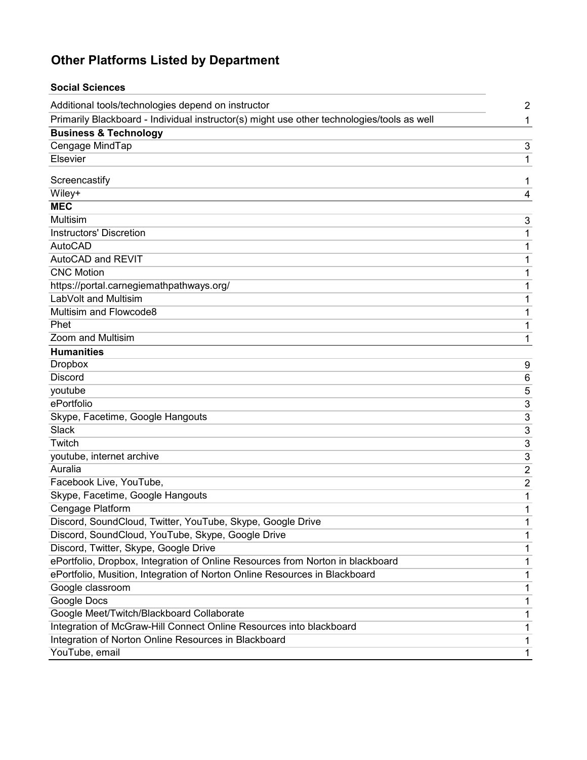## Other Platforms Listed by Department

| Social Sciences | |
|---|---|
| Additional tools/technologies depend on instructor | 2 |
| Primarily Blackboard - Individual instructor(s) might use other technologies/tools as well | 1 |
| **Business & Technology** | |
| Cengage MindTap | 3 |
| Elsevier | 1 |
| Screencastify | 1 |
| Wiley+ | 4 |
| **MEC** | |
| Multisim | 3 |
| Instructors' Discretion | 1 |
| AutoCAD | 1 |
| AutoCAD and REVIT | 1 |
| CNC Motion | 1 |
| https://portal.carnegiemathpathways.org/ | 1 |
| LabVolt and Multisim | 1 |
| Multisim and Flowcode8 | 1 |
| Phet | 1 |
| Zoom and Multisim | 1 |
| **Humanities** | |
| Dropbox | 9 |
| Discord | 6 |
| youtube | 5 |
| ePortfolio | 3 |
| Skype, Facetime, Google Hangouts | 3 |
| Slack | 3 |
| Twitch | 3 |
| youtube, internet archive | 3 |
| Auralia | 2 |
| Facebook Live, YouTube, | 2 |
| Skype, Facetime, Google Hangouts | 1 |
| Cengage Platform | 1 |
| Discord, SoundCloud, Twitter, YouTube, Skype, Google Drive | 1 |
| Discord, SoundCloud, YouTube, Skype, Google Drive | 1 |
| Discord, Twitter, Skype, Google Drive | 1 |
| ePortfolio, Dropbox, Integration of Online Resources from Norton in blackboard | 1 |
| ePortfolio, Musition, Integration of Norton Online Resources in Blackboard | 1 |
| Google classroom | 1 |
| Google Docs | 1 |
| Google Meet/Twitch/Blackboard Collaborate | 1 |
| Integration of McGraw-Hill Connect Online Resources into blackboard | 1 |
| Integration of Norton Online Resources in Blackboard | 1 |
| YouTube, email | 1 |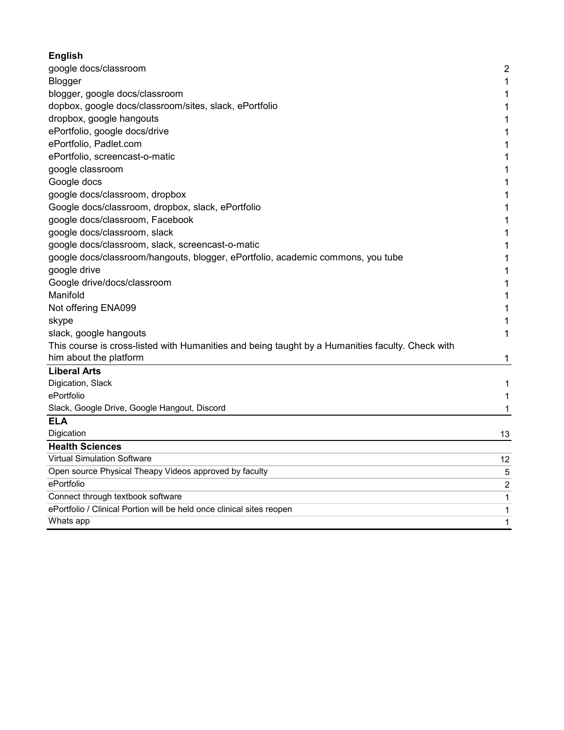| **English** | |
|---|---|
| google docs/classroom | 2 |
| Blogger | 1 |
| blogger, google docs/classroom | 1 |
| dopbox, google docs/classroom/sites, slack, ePortfolio | 1 |
| dropbox, google hangouts | 1 |
| ePortfolio, google docs/drive | 1 |
| ePortfolio, Padlet.com | 1 |
| ePortfolio, screencast-o-matic | 1 |
| google classroom | 1 |
| Google docs | 1 |
| google docs/classroom, dropbox | 1 |
| Google docs/classroom, dropbox, slack, ePortfolio | 1 |
| google docs/classroom, Facebook | 1 |
| google docs/classroom, slack | 1 |
| google docs/classroom, slack, screencast-o-matic | 1 |
| google docs/classroom/hangouts, blogger, ePortfolio, academic commons, you tube | 1 |
| google drive | 1 |
| Google drive/docs/classroom | 1 |
| Manifold | 1 |
| Not offering ENA099 | 1 |
| skype | 1 |
| slack, google hangouts | 1 |
| This course is cross-listed with Humanities and being taught by a Humanities faculty. Check with him about the platform | 1 |
| **Liberal Arts** | |
| Digication, Slack | 1 |
| ePortfolio | 1 |
| Slack, Google Drive, Google Hangout, Discord | 1 |
| **ELA** | |
| Digication | 13 |
| **Health Sciences** | |
| Virtual Simulation Software | 12 |
| Open source Physical Theapy Videos approved by faculty | 5 |
| ePortfolio | 2 |
| Connect through textbook software | 1 |
| ePortfolio / Clinical Portion will be held once clinical sites reopen | 1 |
| Whats app | 1 |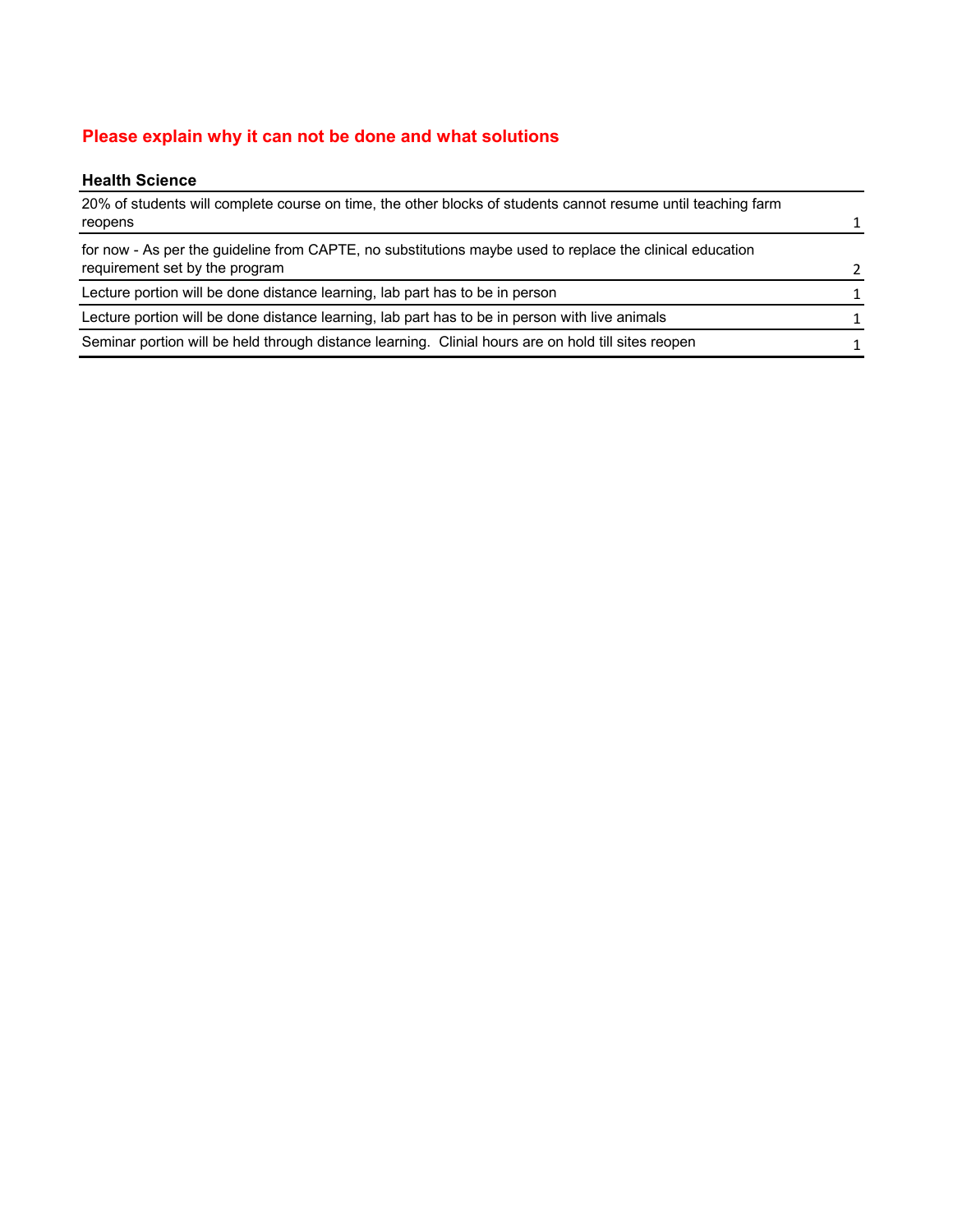**Please explain why it can not be done and what solutions**

| Health Science | |
|---|---|
| 20% of students will complete course on time, the other blocks of students cannot resume until teaching farm reopens | 1 |
| for now - As per the guideline from CAPTE, no substitutions maybe used to replace the clinical education requirement set by the program | 2 |
| Lecture portion will be done distance learning, lab part has to be in person | 1 |
| Lecture portion will be done distance learning, lab part has to be in person with live animals | 1 |
| Seminar portion will be held through distance learning.  Clinial hours are on hold till sites reopen | 1 |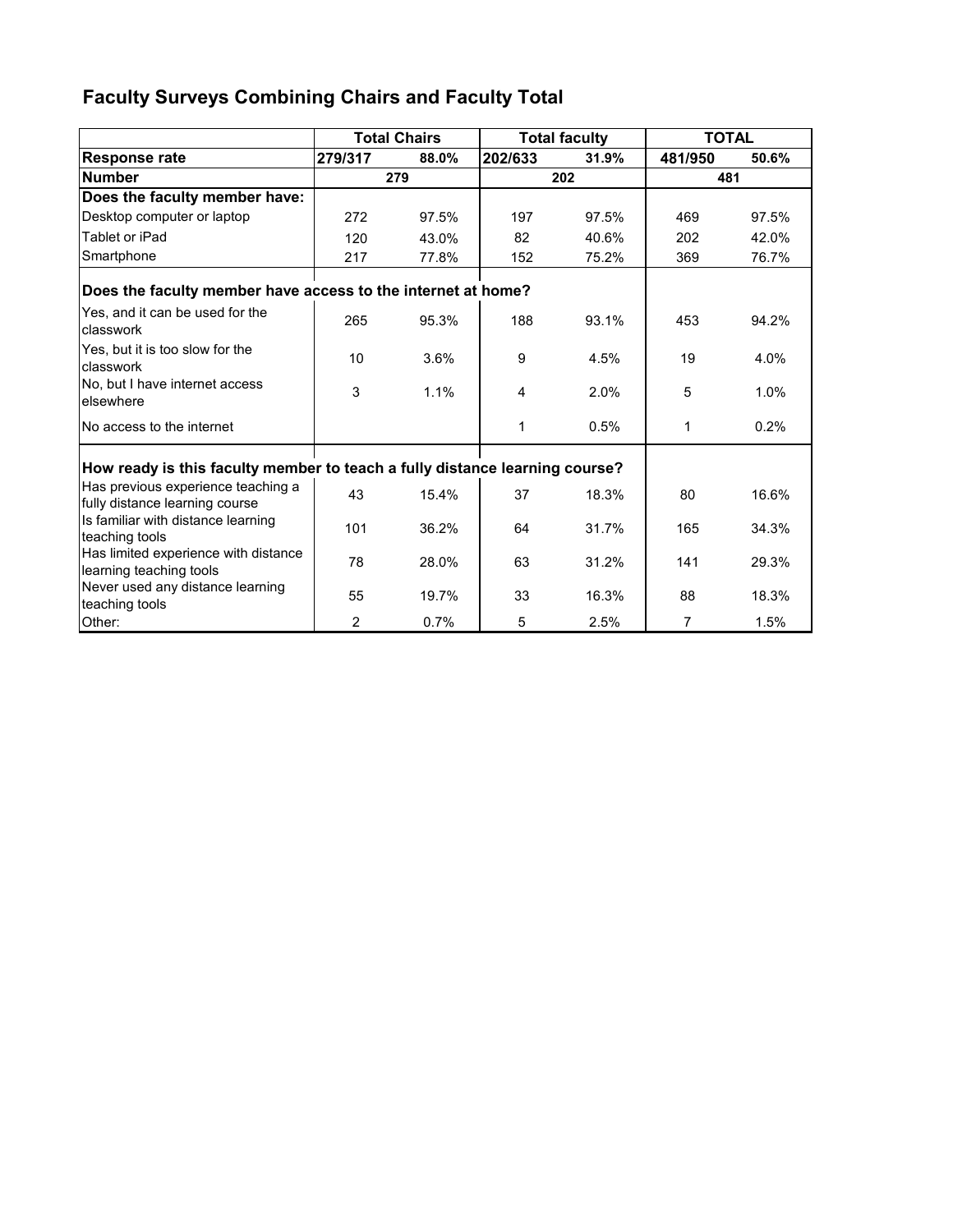## Faculty Surveys Combining Chairs and Faculty Total

| | Total Chairs | | Total faculty | | TOTAL | |
|---|---|---|---|---|---|---|
| **Response rate** | **279/317** | **88.0%** | **202/633** | **31.9%** | **481/950** | **50.6%** |
| **Number** | **279** | | **202** | | **481** | |
| **Does the faculty member have:** | | | | | | |
| Desktop computer or laptop | 272 | 97.5% | 197 | 97.5% | 469 | 97.5% |
| Tablet or iPad | 120 | 43.0% | 82 | 40.6% | 202 | 42.0% |
| Smartphone | 217 | 77.8% | 152 | 75.2% | 369 | 76.7% |
| **Does the faculty member have access to the internet at home?** | | | | | | |
| Yes, and it can be used for the classwork | 265 | 95.3% | 188 | 93.1% | 453 | 94.2% |
| Yes, but it is too slow for the classwork | 10 | 3.6% | 9 | 4.5% | 19 | 4.0% |
| No, but I have internet access elsewhere | 3 | 1.1% | 4 | 2.0% | 5 | 1.0% |
| No access to the internet | | | 1 | 0.5% | 1 | 0.2% |
| **How ready is this faculty member to teach a fully distance learning course?** | | | | | | |
| Has previous experience teaching a fully distance learning course | 43 | 15.4% | 37 | 18.3% | 80 | 16.6% |
| Is familiar with distance learning teaching tools | 101 | 36.2% | 64 | 31.7% | 165 | 34.3% |
| Has limited experience with distance learning teaching tools | 78 | 28.0% | 63 | 31.2% | 141 | 29.3% |
| Never used any distance learning teaching tools | 55 | 19.7% | 33 | 16.3% | 88 | 18.3% |
| Other: | 2 | 0.7% | 5 | 2.5% | 7 | 1.5% |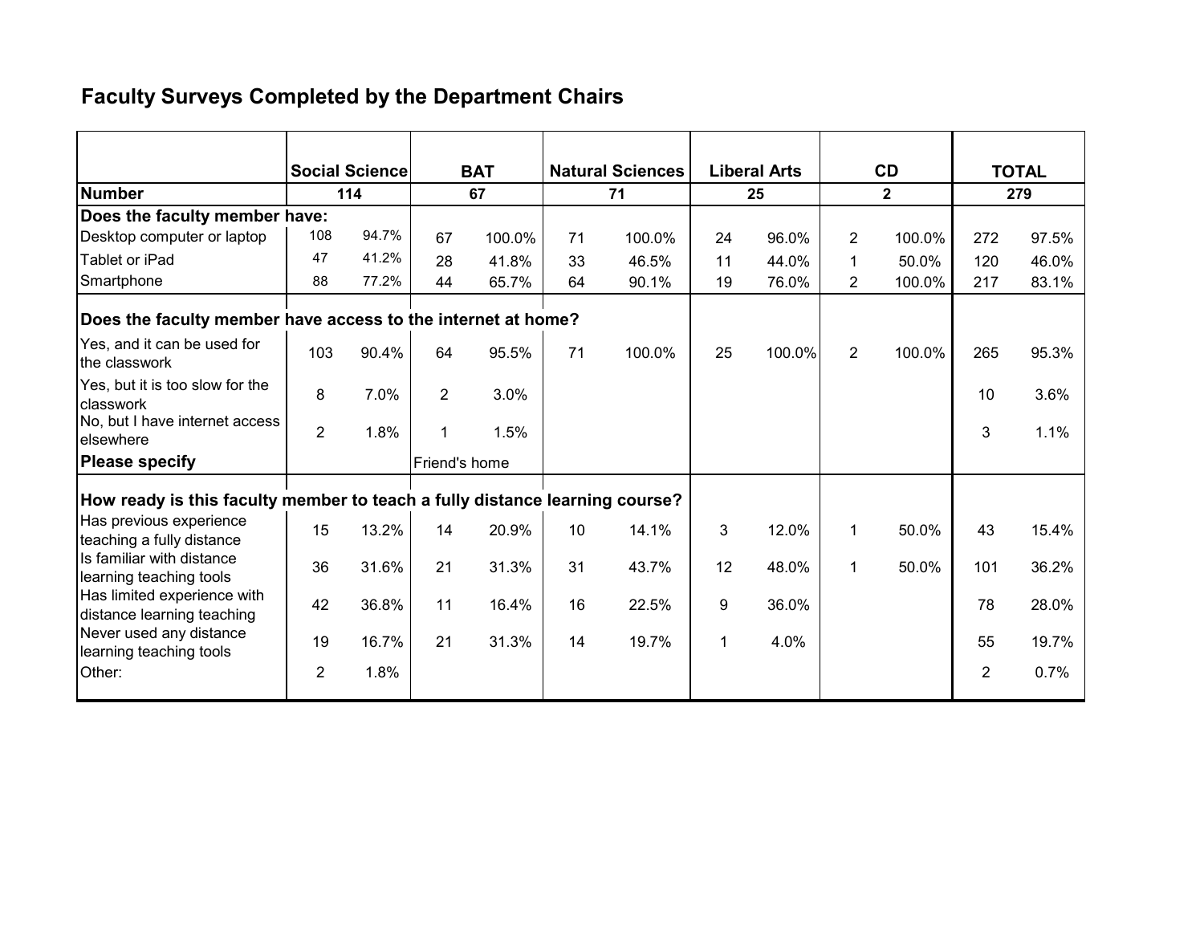## Faculty Surveys Completed by the Department Chairs

| | Social Science | | BAT | | Natural Sciences | | Liberal Arts | | CD | | TOTAL | |
|---|---|---|---|---|---|---|---|---|---|---|---|---|
| **Number** | **114** | | **67** | | **71** | | **25** | | **2** | | **279** | |
| **Does the faculty member have:** | | | | | | | | | | | | |
| Desktop computer or laptop | 108 | 94.7% | 67 | 100.0% | 71 | 100.0% | 24 | 96.0% | 2 | 100.0% | 272 | 97.5% |
| Tablet or iPad | 47 | 41.2% | 28 | 41.8% | 33 | 46.5% | 11 | 44.0% | 1 | 50.0% | 120 | 46.0% |
| Smartphone | 88 | 77.2% | 44 | 65.7% | 64 | 90.1% | 19 | 76.0% | 2 | 100.0% | 217 | 83.1% |
| **Does the faculty member have access to the internet at home?** | | | | | | | | | | | | |
| Yes, and it can be used for the classwork | 103 | 90.4% | 64 | 95.5% | 71 | 100.0% | 25 | 100.0% | 2 | 100.0% | 265 | 95.3% |
| Yes, but it is too slow for the classwork | 8 | 7.0% | 2 | 3.0% | | | | | | | 10 | 3.6% |
| No, but I have internet access elsewhere | 2 | 1.8% | 1 | 1.5% | | | | | | | 3 | 1.1% |
| **Please specify** | | | Friend's home | | | | | | | | | |
| **How ready is this faculty member to teach a fully distance learning course?** | | | | | | | | | | | | |
| Has previous experience teaching a fully distance | 15 | 13.2% | 14 | 20.9% | 10 | 14.1% | 3 | 12.0% | 1 | 50.0% | 43 | 15.4% |
| Is familiar with distance learning teaching tools | 36 | 31.6% | 21 | 31.3% | 31 | 43.7% | 12 | 48.0% | 1 | 50.0% | 101 | 36.2% |
| Has limited experience with distance learning teaching | 42 | 36.8% | 11 | 16.4% | 16 | 22.5% | 9 | 36.0% | | | 78 | 28.0% |
| Never used any distance learning teaching tools | 19 | 16.7% | 21 | 31.3% | 14 | 19.7% | 1 | 4.0% | | | 55 | 19.7% |
| Other: | 2 | 1.8% | | | | | | | | | 2 | 0.7% |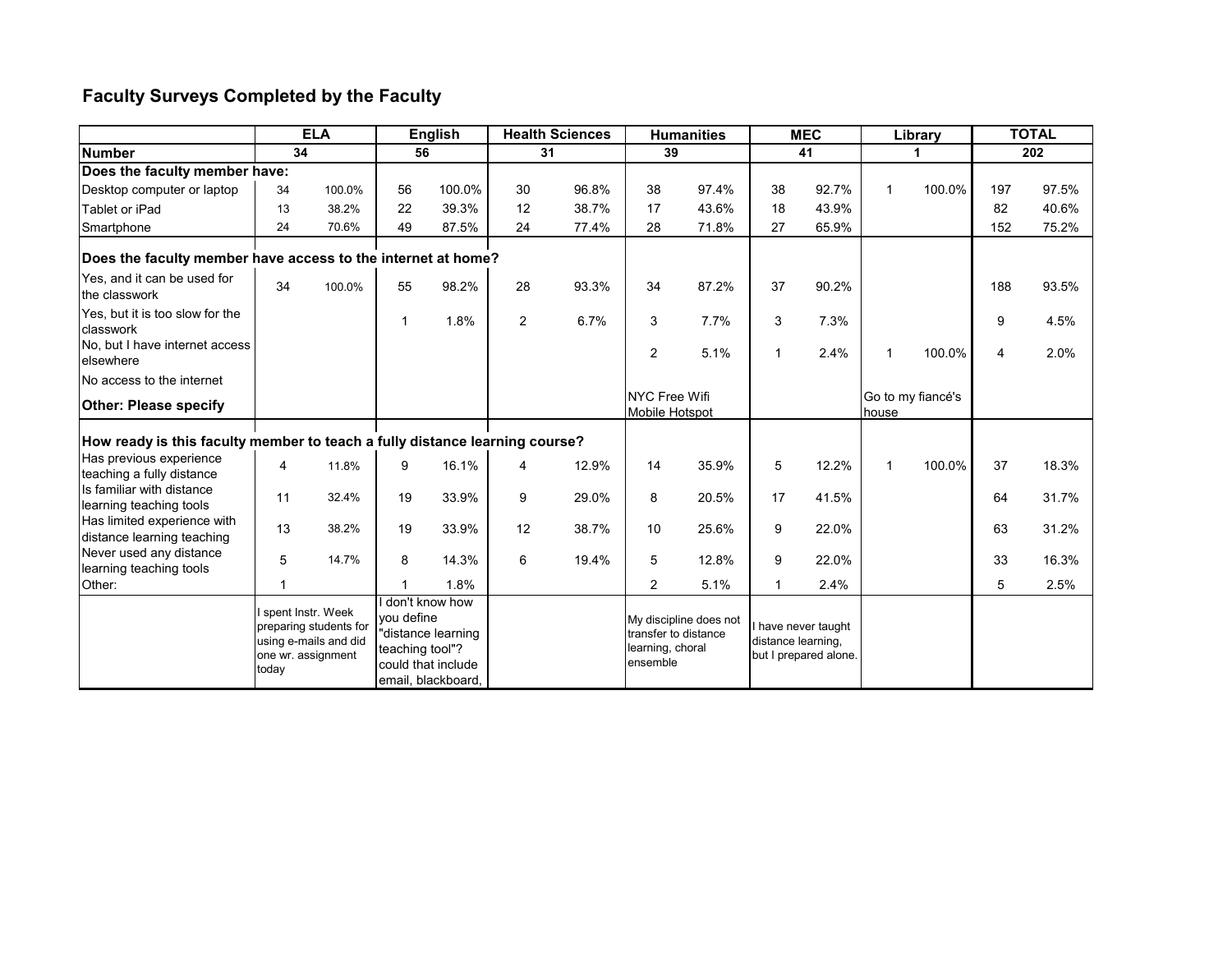# Faculty Surveys Completed by the Faculty

| | ELA | | English | | Health Sciences | | Humanities | | MEC | | Library | | TOTAL | |
|---|---|---|---|---|---|---|---|---|---|---|---|---|---|---|
| **Number** | **34** | | **56** | | **31** | | **39** | | **41** | | **1** | | **202** | |
| **Does the faculty member have:** | | | | | | | | | | | | | | |
| Desktop computer or laptop | 34 | 100.0% | 56 | 100.0% | 30 | 96.8% | 38 | 97.4% | 38 | 92.7% | 1 | 100.0% | 197 | 97.5% |
| Tablet or iPad | 13 | 38.2% | 22 | 39.3% | 12 | 38.7% | 17 | 43.6% | 18 | 43.9% | | | 82 | 40.6% |
| Smartphone | 24 | 70.6% | 49 | 87.5% | 24 | 77.4% | 28 | 71.8% | 27 | 65.9% | | | 152 | 75.2% |
| **Does the faculty member have access to the internet at home?** | | | | | | | | | | | | | | |
| Yes, and it can be used for the classwork | 34 | 100.0% | 55 | 98.2% | 28 | 93.3% | 34 | 87.2% | 37 | 90.2% | | | 188 | 93.5% |
| Yes, but it is too slow for the classwork | | | 1 | 1.8% | 2 | 6.7% | 3 | 7.7% | 3 | 7.3% | | | 9 | 4.5% |
| No, but I have internet access elsewhere | | | | | | | 2 | 5.1% | 1 | 2.4% | 1 | 100.0% | 4 | 2.0% |
| No access to the internet | | | | | | | | | | | | | | |
| **Other: Please specify** | | | | | | | NYC Free Wifi Mobile Hotspot | | | | Go to my fiancé's house | | | |
| **How ready is this faculty member to teach a fully distance learning course?** | | | | | | | | | | | | | | |
| Has previous experience teaching a fully distance | 4 | 11.8% | 9 | 16.1% | 4 | 12.9% | 14 | 35.9% | 5 | 12.2% | 1 | 100.0% | 37 | 18.3% |
| Is familiar with distance learning teaching tools | 11 | 32.4% | 19 | 33.9% | 9 | 29.0% | 8 | 20.5% | 17 | 41.5% | | | 64 | 31.7% |
| Has limited experience with distance learning teaching | 13 | 38.2% | 19 | 33.9% | 12 | 38.7% | 10 | 25.6% | 9 | 22.0% | | | 63 | 31.2% |
| Never used any distance learning teaching tools | 5 | 14.7% | 8 | 14.3% | 6 | 19.4% | 5 | 12.8% | 9 | 22.0% | | | 33 | 16.3% |
| Other: | 1 | | 1 | 1.8% | | | 2 | 5.1% | 1 | 2.4% | | | 5 | 2.5% |
| | I spent Instr. Week preparing students for using e-mails and did one wr. assignment today | | I don't know how you define "distance learning teaching tool"? could that include email, blackboard, | | | | My discipline does not transfer to distance learning, choral ensemble | | I have never taught distance learning, but I prepared alone. | | | | | |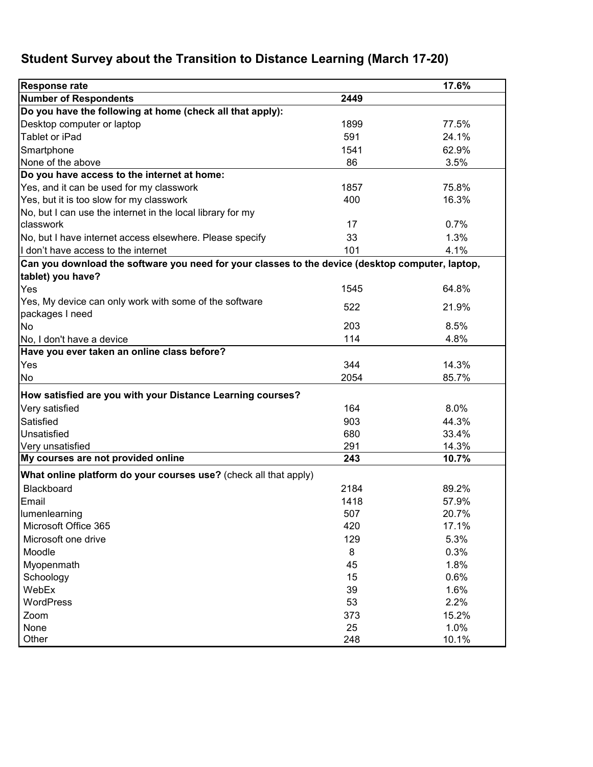## Student Survey about the Transition to Distance Learning (March 17-20)

| | | |
|---|---|---|
| **Response rate** | | **17.6%** |
| **Number of Respondents** | **2449** | |
| **Do you have the following at home (check all that apply):** | | |
| Desktop computer or laptop | 1899 | 77.5% |
| Tablet or iPad | 591 | 24.1% |
| Smartphone | 1541 | 62.9% |
| None of the above | 86 | 3.5% |
| **Do you have access to the internet at home:** | | |
| Yes, and it can be used for my classwork | 1857 | 75.8% |
| Yes, but it is too slow for my classwork | 400 | 16.3% |
| No, but I can use the internet in the local library for my classwork | 17 | 0.7% |
| No, but I have internet access elsewhere. Please specify | 33 | 1.3% |
| I don't have access to the internet | 101 | 4.1% |
| **Can you download the software you need for your classes to the device (desktop computer, laptop, tablet) you have?** | | |
| Yes | 1545 | 64.8% |
| Yes, My device can only work with some of the software packages I need | 522 | 21.9% |
| No | 203 | 8.5% |
| No, I don't have a device | 114 | 4.8% |
| **Have you ever taken an online class before?** | | |
| Yes | 344 | 14.3% |
| No | 2054 | 85.7% |
| **How satisfied are you with your Distance Learning courses?** | | |
| Very satisfied | 164 | 8.0% |
| Satisfied | 903 | 44.3% |
| Unsatisfied | 680 | 33.4% |
| Very unsatisfied | 291 | 14.3% |
| **My courses are not provided online** | **243** | **10.7%** |
| **What online platform do your courses use?** (check all that apply) | | |
| Blackboard | 2184 | 89.2% |
| Email | 1418 | 57.9% |
| lumenlearning | 507 | 20.7% |
| Microsoft Office 365 | 420 | 17.1% |
| Microsoft one drive | 129 | 5.3% |
| Moodle | 8 | 0.3% |
| Myopenmath | 45 | 1.8% |
| Schoology | 15 | 0.6% |
| WebEx | 39 | 1.6% |
| WordPress | 53 | 2.2% |
| Zoom | 373 | 15.2% |
| None | 25 | 1.0% |
| Other | 248 | 10.1% |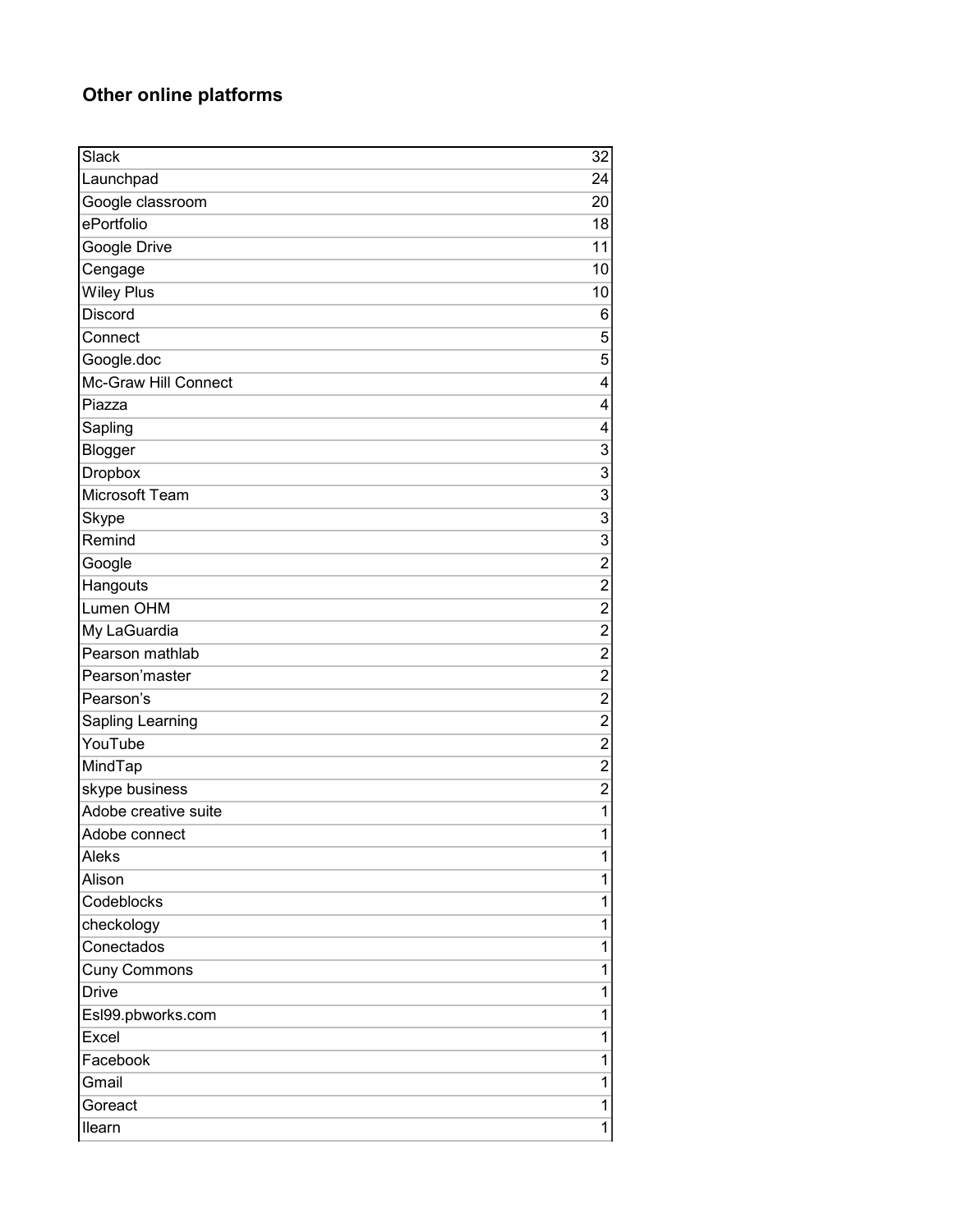## Other online platforms

| | |
|---|---|
| Slack | 32 |
| Launchpad | 24 |
| Google classroom | 20 |
| ePortfolio | 18 |
| Google Drive | 11 |
| Cengage | 10 |
| Wiley Plus | 10 |
| Discord | 6 |
| Connect | 5 |
| Google.doc | 5 |
| Mc-Graw Hill Connect | 4 |
| Piazza | 4 |
| Sapling | 4 |
| Blogger | 3 |
| Dropbox | 3 |
| Microsoft Team | 3 |
| Skype | 3 |
| Remind | 3 |
| Google | 2 |
| Hangouts | 2 |
| Lumen OHM | 2 |
| My LaGuardia | 2 |
| Pearson mathlab | 2 |
| Pearson'master | 2 |
| Pearson's | 2 |
| Sapling Learning | 2 |
| YouTube | 2 |
| MindTap | 2 |
| skype business | 2 |
| Adobe creative suite | 1 |
| Adobe connect | 1 |
| Aleks | 1 |
| Alison | 1 |
| Codeblocks | 1 |
| checkology | 1 |
| Conectados | 1 |
| Cuny Commons | 1 |
| Drive | 1 |
| Esl99.pbworks.com | 1 |
| Excel | 1 |
| Facebook | 1 |
| Gmail | 1 |
| Goreact | 1 |
| Ilearn | 1 |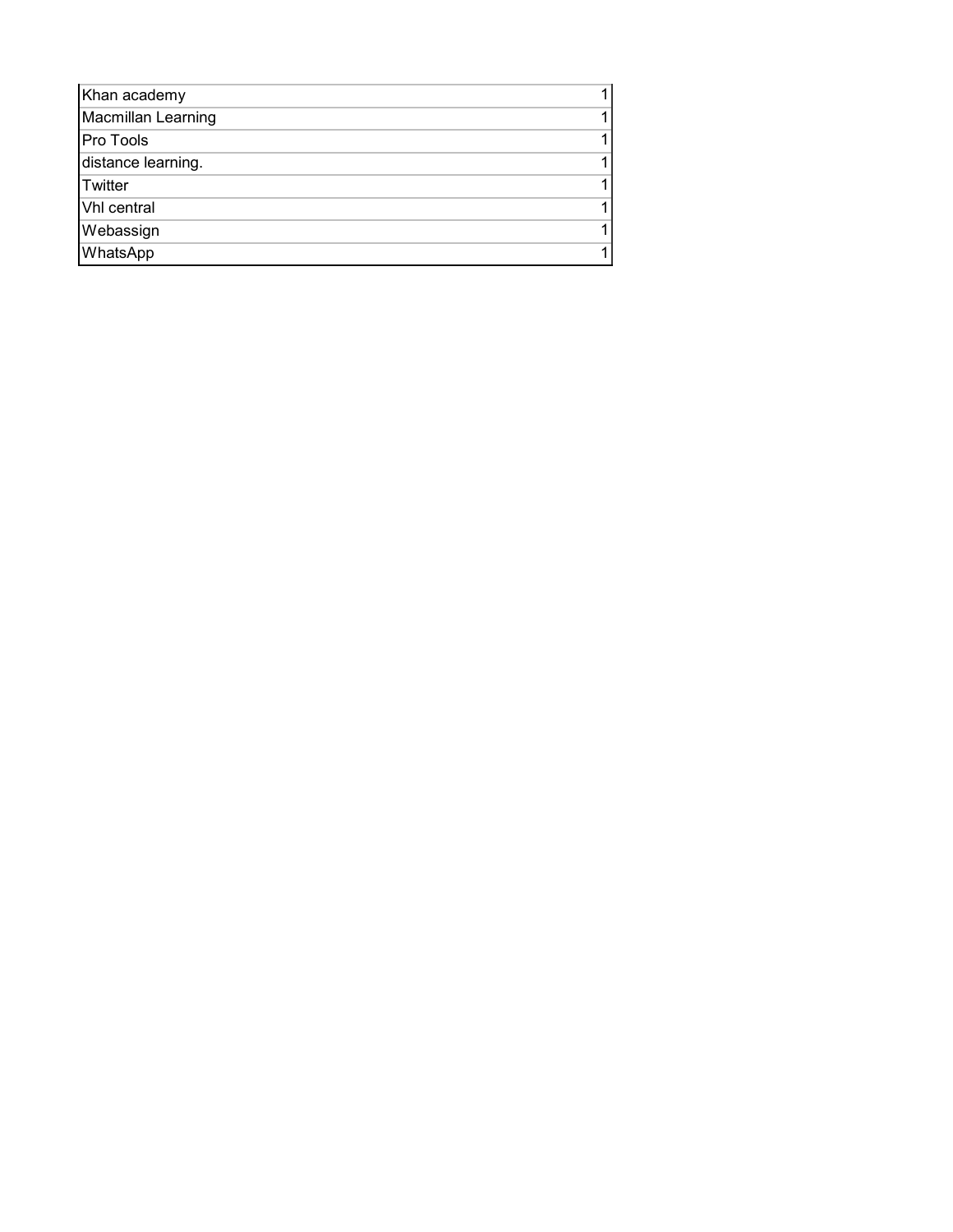| | |
|---|---|
| Khan academy | 1 |
| Macmillan Learning | 1 |
| Pro Tools | 1 |
| distance learning. | 1 |
| Twitter | 1 |
| Vhl central | 1 |
| Webassign | 1 |
| WhatsApp | 1 |